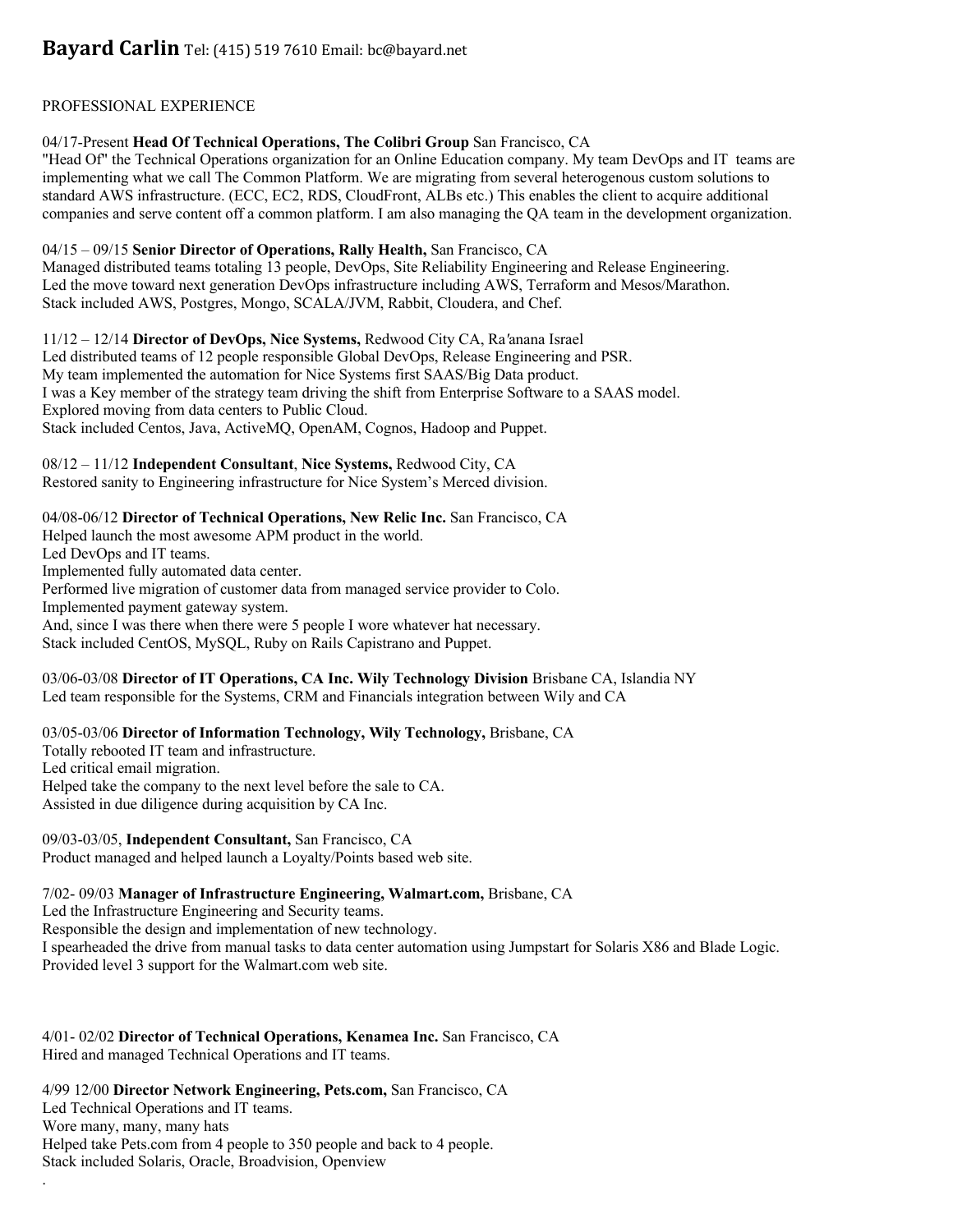# **Bayard Carlin** Tel: (415) 519 7610 Email: bc@bayard.net

PROFESSIONAL EXPERIENCE

04/17-Present **Head Of Technical Operations, The Colibri Group** San Francisco, CA
"Head Of" the Technical Operations organization for an Online Education company. My team DevOps and IT teams are implementing what we call The Common Platform. We are migrating from several heterogenous custom solutions to standard AWS infrastructure. (ECC, EC2, RDS, CloudFront, ALBs etc.) This enables the client to acquire additional companies and serve content off a common platform. I am also managing the QA team in the development organization.

04/15 – 09/15 **Senior Director of Operations, Rally Health,** San Francisco, CA
Managed distributed teams totaling 13 people, DevOps, Site Reliability Engineering and Release Engineering.
Led the move toward next generation DevOps infrastructure including AWS, Terraform and Mesos/Marathon.
Stack included AWS, Postgres, Mongo, SCALA/JVM, Rabbit, Cloudera, and Chef.

11/12 – 12/14 **Director of DevOps, Nice Systems,** Redwood City CA, Ra′anana Israel
Led distributed teams of 12 people responsible Global DevOps, Release Engineering and PSR.
My team implemented the automation for Nice Systems first SAAS/Big Data product.
I was a Key member of the strategy team driving the shift from Enterprise Software to a SAAS model.
Explored moving from data centers to Public Cloud.
Stack included Centos, Java, ActiveMQ, OpenAM, Cognos, Hadoop and Puppet.

08/12 – 11/12 **Independent Consultant**, **Nice Systems,** Redwood City, CA
Restored sanity to Engineering infrastructure for Nice System's Merced division.

04/08-06/12 **Director of Technical Operations, New Relic Inc.** San Francisco, CA
Helped launch the most awesome APM product in the world.
Led DevOps and IT teams.
Implemented fully automated data center.
Performed live migration of customer data from managed service provider to Colo.
Implemented payment gateway system.
And, since I was there when there were 5 people I wore whatever hat necessary.
Stack included CentOS, MySQL, Ruby on Rails Capistrano and Puppet.

03/06-03/08 **Director of IT Operations, CA Inc. Wily Technology Division** Brisbane CA, Islandia NY
Led team responsible for the Systems, CRM and Financials integration between Wily and CA

03/05-03/06 **Director of Information Technology, Wily Technology,** Brisbane, CA
Totally rebooted IT team and infrastructure.
Led critical email migration.
Helped take the company to the next level before the sale to CA.
Assisted in due diligence during acquisition by CA Inc.

09/03-03/05, **Independent Consultant,** San Francisco, CA
Product managed and helped launch a Loyalty/Points based web site.

7/02- 09/03 **Manager of Infrastructure Engineering, Walmart.com,** Brisbane, CA
Led the Infrastructure Engineering and Security teams.
Responsible the design and implementation of new technology.
I spearheaded the drive from manual tasks to data center automation using Jumpstart for Solaris X86 and Blade Logic.
Provided level 3 support for the Walmart.com web site.

4/01- 02/02 **Director of Technical Operations, Kenamea Inc.** San Francisco, CA
Hired and managed Technical Operations and IT teams.

4/99 12/00 **Director Network Engineering, Pets.com,** San Francisco, CA
Led Technical Operations and IT teams.
Wore many, many, many hats
Helped take Pets.com from 4 people to 350 people and back to 4 people.
Stack included Solaris, Oracle, Broadvision, Openview
.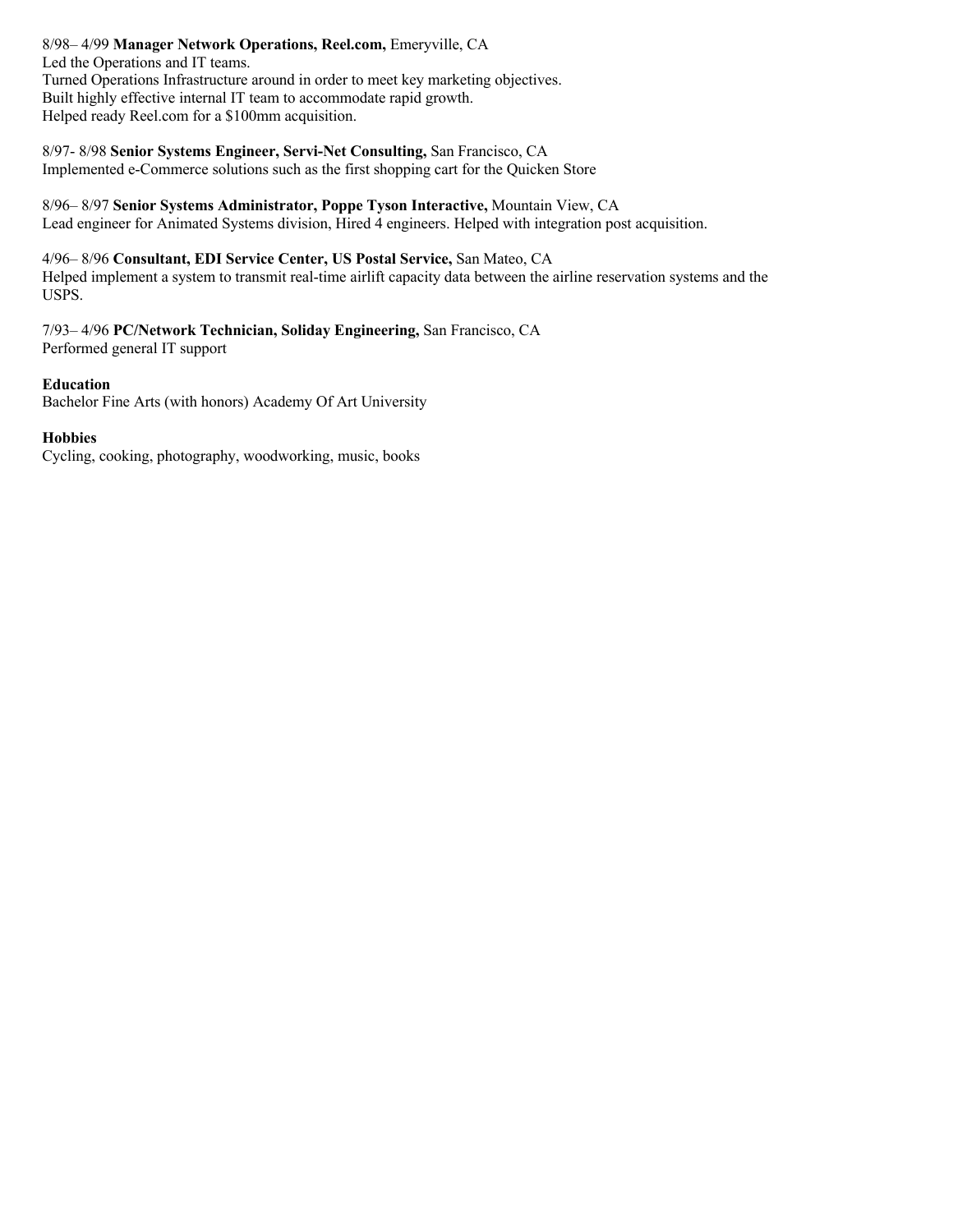8/98– 4/99 **Manager Network Operations, Reel.com,** Emeryville, CA
Led the Operations and IT teams.
Turned Operations Infrastructure around in order to meet key marketing objectives.
Built highly effective internal IT team to accommodate rapid growth.
Helped ready Reel.com for a $100mm acquisition.

8/97- 8/98 **Senior Systems Engineer, Servi-Net Consulting,** San Francisco, CA
Implemented e-Commerce solutions such as the first shopping cart for the Quicken Store

8/96– 8/97 **Senior Systems Administrator, Poppe Tyson Interactive,** Mountain View, CA
Lead engineer for Animated Systems division, Hired 4 engineers. Helped with integration post acquisition.

4/96– 8/96 **Consultant, EDI Service Center, US Postal Service,** San Mateo, CA
Helped implement a system to transmit real-time airlift capacity data between the airline reservation systems and the USPS.

7/93– 4/96 **PC/Network Technician, Soliday Engineering,** San Francisco, CA
Performed general IT support

**Education**
Bachelor Fine Arts (with honors) Academy Of Art University

**Hobbies**
Cycling, cooking, photography, woodworking, music, books